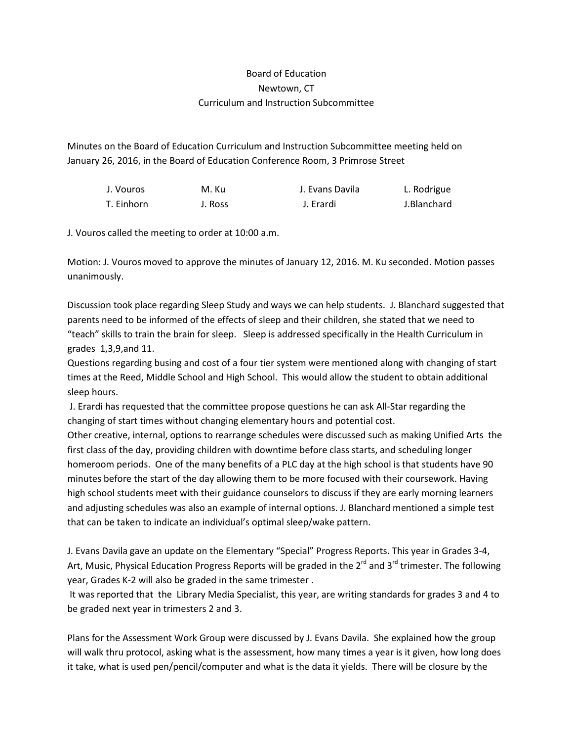Board of Education
Newtown, CT
Curriculum and Instruction Subcommittee

Minutes on the Board of Education Curriculum and Instruction Subcommittee meeting held on January 26, 2016, in the Board of Education Conference Room, 3 Primrose Street

| J. Vouros | M. Ku | J. Evans Davila | L. Rodrigue |
|---|---|---|---|
| T. Einhorn | J. Ross | J. Erardi | J.Blanchard |

J. Vouros called the meeting to order at 10:00 a.m.

Motion: J. Vouros moved to approve the minutes of January 12, 2016. M. Ku seconded. Motion passes unanimously.

Discussion took place regarding Sleep Study and ways we can help students. J. Blanchard suggested that parents need to be informed of the effects of sleep and their children, she stated that we need to "teach" skills to train the brain for sleep. Sleep is addressed specifically in the Health Curriculum in grades 1,3,9,and 11.
Questions regarding busing and cost of a four tier system were mentioned along with changing of start times at the Reed, Middle School and High School. This would allow the student to obtain additional sleep hours.
J. Erardi has requested that the committee propose questions he can ask All-Star regarding the changing of start times without changing elementary hours and potential cost.
Other creative, internal, options to rearrange schedules were discussed such as making Unified Arts the first class of the day, providing children with downtime before class starts, and scheduling longer homeroom periods. One of the many benefits of a PLC day at the high school is that students have 90 minutes before the start of the day allowing them to be more focused with their coursework. Having high school students meet with their guidance counselors to discuss if they are early morning learners and adjusting schedules was also an example of internal options. J. Blanchard mentioned a simple test that can be taken to indicate an individual's optimal sleep/wake pattern.

J. Evans Davila gave an update on the Elementary "Special" Progress Reports. This year in Grades 3-4, Art, Music, Physical Education Progress Reports will be graded in the 2nd and 3rd trimester. The following year, Grades K-2 will also be graded in the same trimester .
It was reported that the Library Media Specialist, this year, are writing standards for grades 3 and 4 to be graded next year in trimesters 2 and 3.

Plans for the Assessment Work Group were discussed by J. Evans Davila. She explained how the group will walk thru protocol, asking what is the assessment, how many times a year is it given, how long does it take, what is used pen/pencil/computer and what is the data it yields. There will be closure by the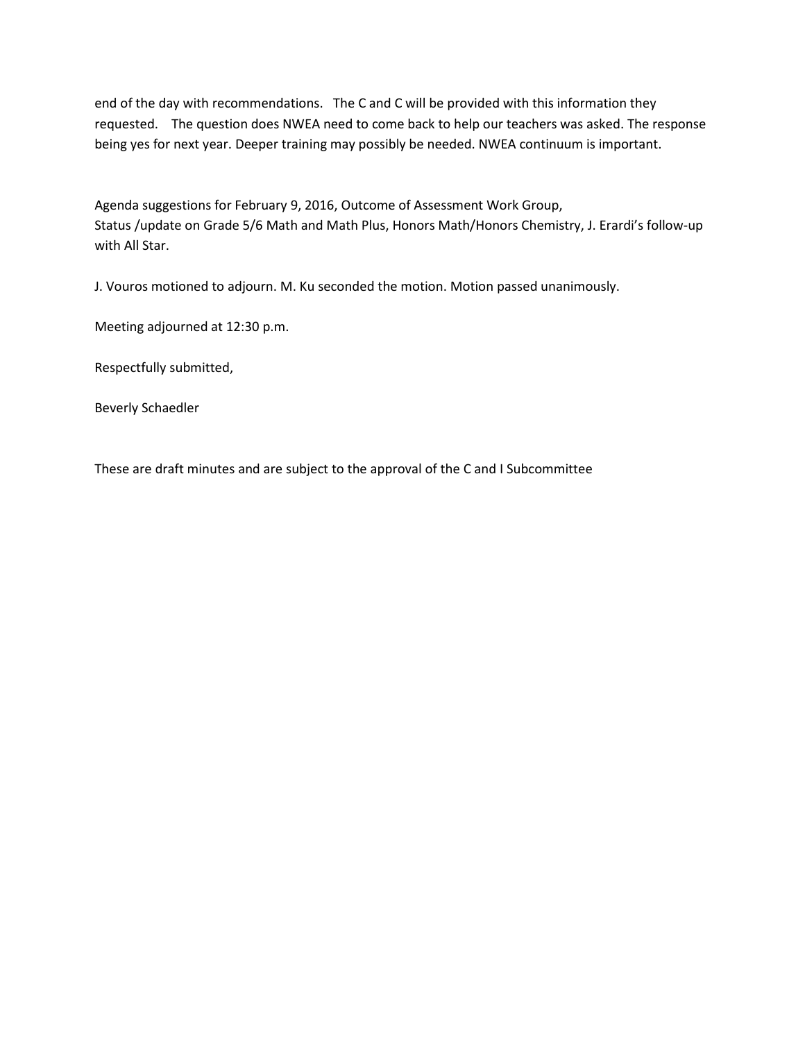end of the day with recommendations. The C and C will be provided with this information they requested. The question does NWEA need to come back to help our teachers was asked. The response being yes for next year. Deeper training may possibly be needed. NWEA continuum is important.

Agenda suggestions for February 9, 2016, Outcome of Assessment Work Group,
Status /update on Grade 5/6 Math and Math Plus, Honors Math/Honors Chemistry, J. Erardi's follow-up with All Star.

J. Vouros motioned to adjourn. M. Ku seconded the motion. Motion passed unanimously.

Meeting adjourned at 12:30 p.m.

Respectfully submitted,

Beverly Schaedler

These are draft minutes and are subject to the approval of the C and I Subcommittee